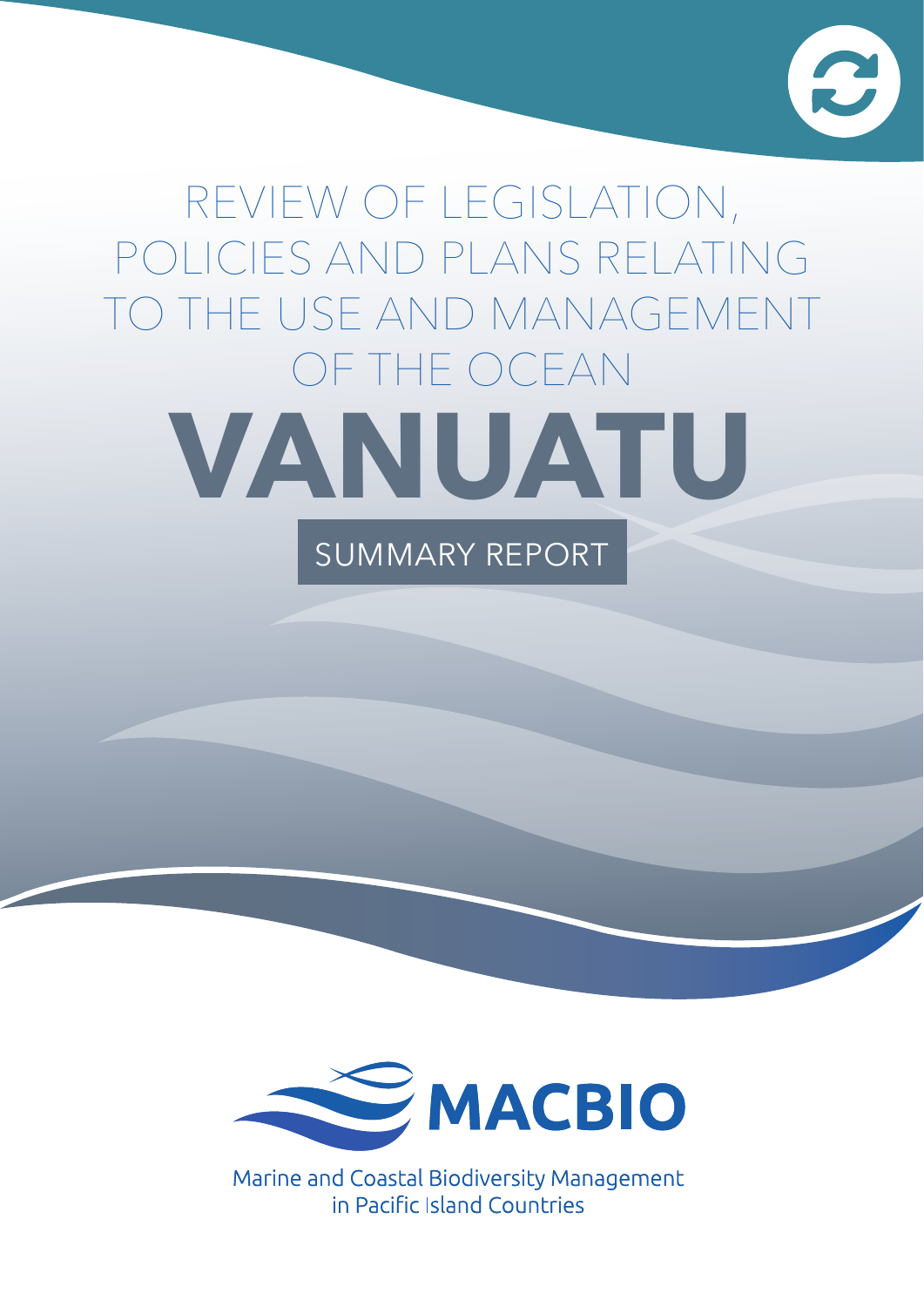# REVIEW OF LEGISLATION, POLICIES AND PLANS RELATING TO THE USE AND MANAGEMENT OF THE OCEAN

# VANUATU

## SUMMARY REPORT

MACBIO

Marine and Coastal Biodiversity Management in Pacific Island Countries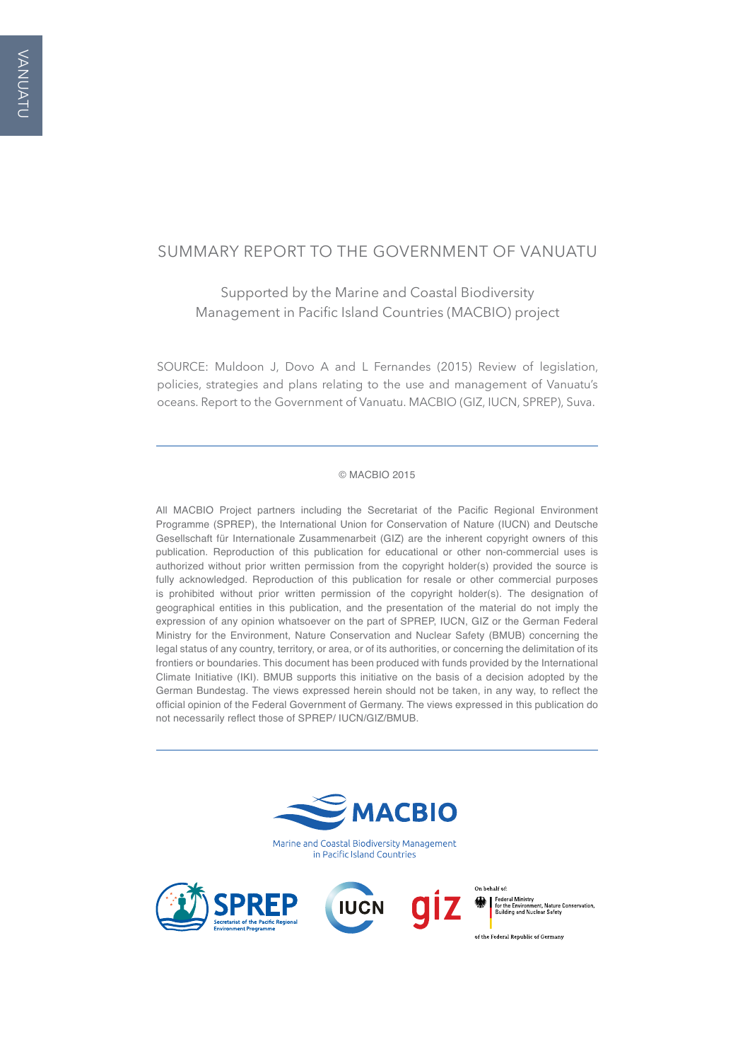# SUMMARY REPORT TO THE GOVERNMENT OF VANUATU

Supported by the Marine and Coastal Biodiversity Management in Pacific Island Countries (MACBIO) project

SOURCE: Muldoon J, Dovo A and L Fernandes (2015) Review of legislation, policies, strategies and plans relating to the use and management of Vanuatu's oceans. Report to the Government of Vanuatu. MACBIO (GIZ, IUCN, SPREP), Suva.

---

© MACBIO 2015

All MACBIO Project partners including the Secretariat of the Pacific Regional Environment Programme (SPREP), the International Union for Conservation of Nature (IUCN) and Deutsche Gesellschaft für Internationale Zusammenarbeit (GIZ) are the inherent copyright owners of this publication. Reproduction of this publication for educational or other non-commercial uses is authorized without prior written permission from the copyright holder(s) provided the source is fully acknowledged. Reproduction of this publication for resale or other commercial purposes is prohibited without prior written permission of the copyright holder(s). The designation of geographical entities in this publication, and the presentation of the material do not imply the expression of any opinion whatsoever on the part of SPREP, IUCN, GIZ or the German Federal Ministry for the Environment, Nature Conservation and Nuclear Safety (BMUB) concerning the legal status of any country, territory, or area, or of its authorities, or concerning the delimitation of its frontiers or boundaries. This document has been produced with funds provided by the International Climate Initiative (IKI). BMUB supports this initiative on the basis of a decision adopted by the German Bundestag. The views expressed herein should not be taken, in any way, to reflect the official opinion of the Federal Government of Germany. The views expressed in this publication do not necessarily reflect those of SPREP/ IUCN/GIZ/BMUB.

---

MACBIO

Marine and Coastal Biodiversity Management in Pacific Island Countries

SPREP Secretariat of the Pacific Regional Environment Programme

IUCN

giz

On behalf of: Federal Ministry for the Environment, Nature Conservation, Building and Nuclear Safety of the Federal Republic of Germany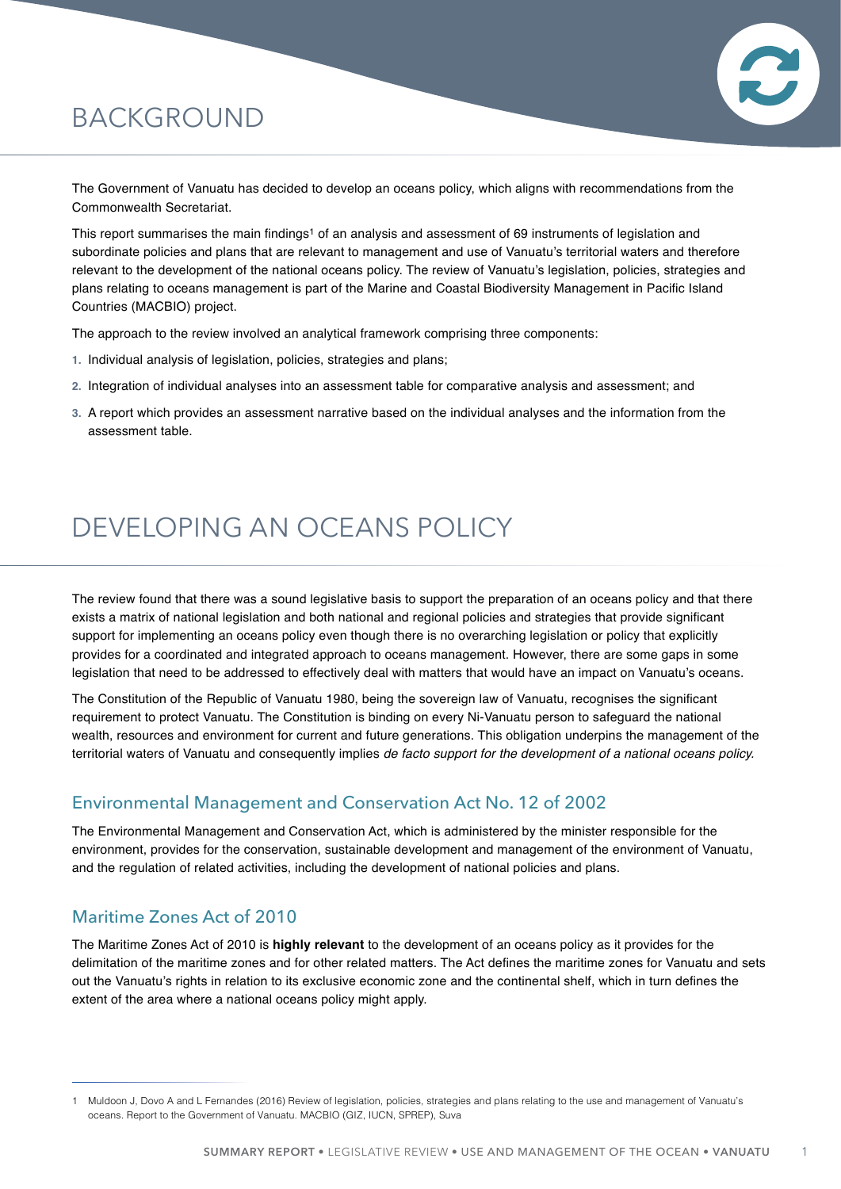# BACKGROUND

The Government of Vanuatu has decided to develop an oceans policy, which aligns with recommendations from the Commonwealth Secretariat.

This report summarises the main findings[1] of an analysis and assessment of 69 instruments of legislation and subordinate policies and plans that are relevant to management and use of Vanuatu's territorial waters and therefore relevant to the development of the national oceans policy. The review of Vanuatu's legislation, policies, strategies and plans relating to oceans management is part of the Marine and Coastal Biodiversity Management in Pacific Island Countries (MACBIO) project.

The approach to the review involved an analytical framework comprising three components:

1. Individual analysis of legislation, policies, strategies and plans;
2. Integration of individual analyses into an assessment table for comparative analysis and assessment; and
3. A report which provides an assessment narrative based on the individual analyses and the information from the assessment table.

# DEVELOPING AN OCEANS POLICY

The review found that there was a sound legislative basis to support the preparation of an oceans policy and that there exists a matrix of national legislation and both national and regional policies and strategies that provide significant support for implementing an oceans policy even though there is no overarching legislation or policy that explicitly provides for a coordinated and integrated approach to oceans management. However, there are some gaps in some legislation that need to be addressed to effectively deal with matters that would have an impact on Vanuatu's oceans.

The Constitution of the Republic of Vanuatu 1980, being the sovereign law of Vanuatu, recognises the significant requirement to protect Vanuatu. The Constitution is binding on every Ni-Vanuatu person to safeguard the national wealth, resources and environment for current and future generations. This obligation underpins the management of the territorial waters of Vanuatu and consequently implies *de facto support for the development of a national oceans policy.*

## Environmental Management and Conservation Act No. 12 of 2002

The Environmental Management and Conservation Act, which is administered by the minister responsible for the environment, provides for the conservation, sustainable development and management of the environment of Vanuatu, and the regulation of related activities, including the development of national policies and plans.

## Maritime Zones Act of 2010

The Maritime Zones Act of 2010 is **highly relevant** to the development of an oceans policy as it provides for the delimitation of the maritime zones and for other related matters. The Act defines the maritime zones for Vanuatu and sets out the Vanuatu's rights in relation to its exclusive economic zone and the continental shelf, which in turn defines the extent of the area where a national oceans policy might apply.

---

1 Muldoon J, Dovo A and L Fernandes (2016) Review of legislation, policies, strategies and plans relating to the use and management of Vanuatu's oceans. Report to the Government of Vanuatu. MACBIO (GIZ, IUCN, SPREP), Suva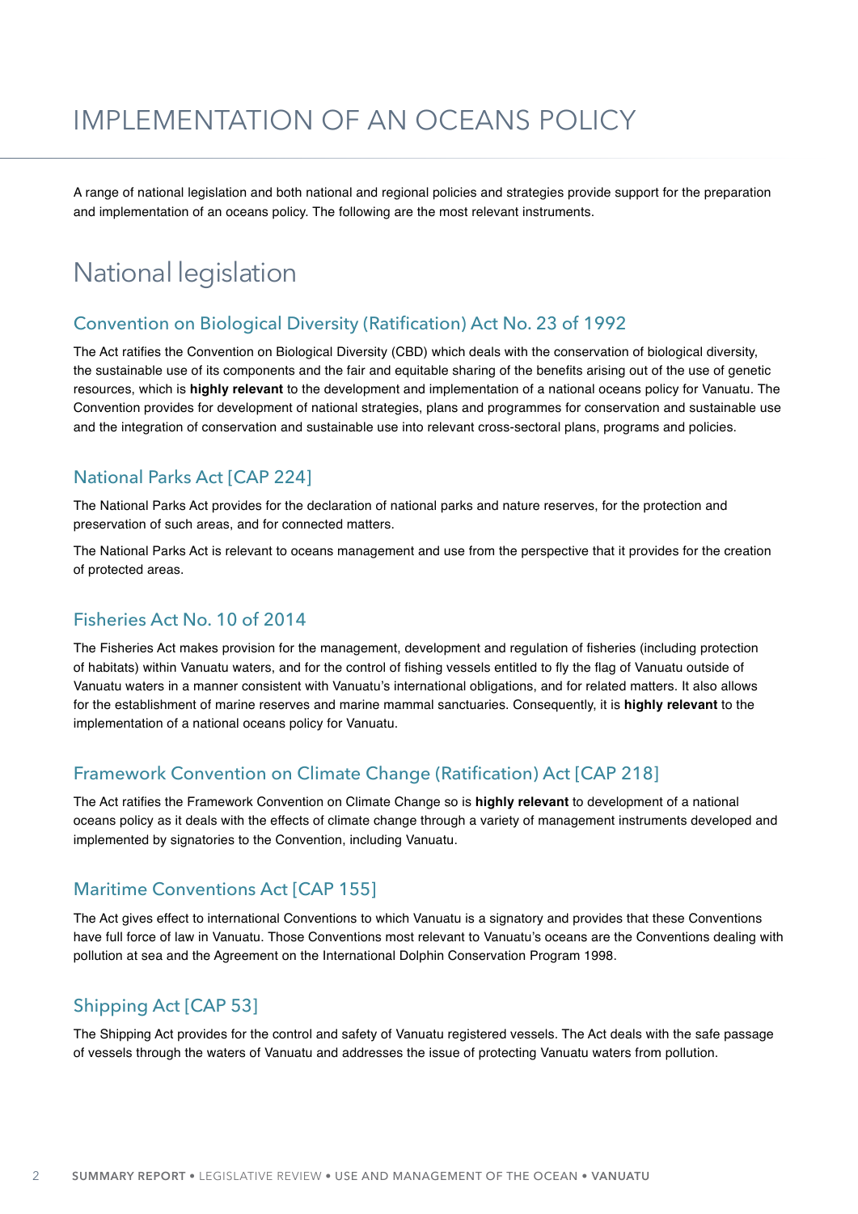# IMPLEMENTATION OF AN OCEANS POLICY

A range of national legislation and both national and regional policies and strategies provide support for the preparation and implementation of an oceans policy. The following are the most relevant instruments.

## National legislation

### Convention on Biological Diversity (Ratification) Act No. 23 of 1992

The Act ratifies the Convention on Biological Diversity (CBD) which deals with the conservation of biological diversity, the sustainable use of its components and the fair and equitable sharing of the benefits arising out of the use of genetic resources, which is **highly relevant** to the development and implementation of a national oceans policy for Vanuatu. The Convention provides for development of national strategies, plans and programmes for conservation and sustainable use and the integration of conservation and sustainable use into relevant cross-sectoral plans, programs and policies.

### National Parks Act [CAP 224]

The National Parks Act provides for the declaration of national parks and nature reserves, for the protection and preservation of such areas, and for connected matters.

The National Parks Act is relevant to oceans management and use from the perspective that it provides for the creation of protected areas.

### Fisheries Act No. 10 of 2014

The Fisheries Act makes provision for the management, development and regulation of fisheries (including protection of habitats) within Vanuatu waters, and for the control of fishing vessels entitled to fly the flag of Vanuatu outside of Vanuatu waters in a manner consistent with Vanuatu's international obligations, and for related matters. It also allows for the establishment of marine reserves and marine mammal sanctuaries. Consequently, it is **highly relevant** to the implementation of a national oceans policy for Vanuatu.

### Framework Convention on Climate Change (Ratification) Act [CAP 218]

The Act ratifies the Framework Convention on Climate Change so is **highly relevant** to development of a national oceans policy as it deals with the effects of climate change through a variety of management instruments developed and implemented by signatories to the Convention, including Vanuatu.

### Maritime Conventions Act [CAP 155]

The Act gives effect to international Conventions to which Vanuatu is a signatory and provides that these Conventions have full force of law in Vanuatu. Those Conventions most relevant to Vanuatu's oceans are the Conventions dealing with pollution at sea and the Agreement on the International Dolphin Conservation Program 1998.

### Shipping Act [CAP 53]

The Shipping Act provides for the control and safety of Vanuatu registered vessels. The Act deals with the safe passage of vessels through the waters of Vanuatu and addresses the issue of protecting Vanuatu waters from pollution.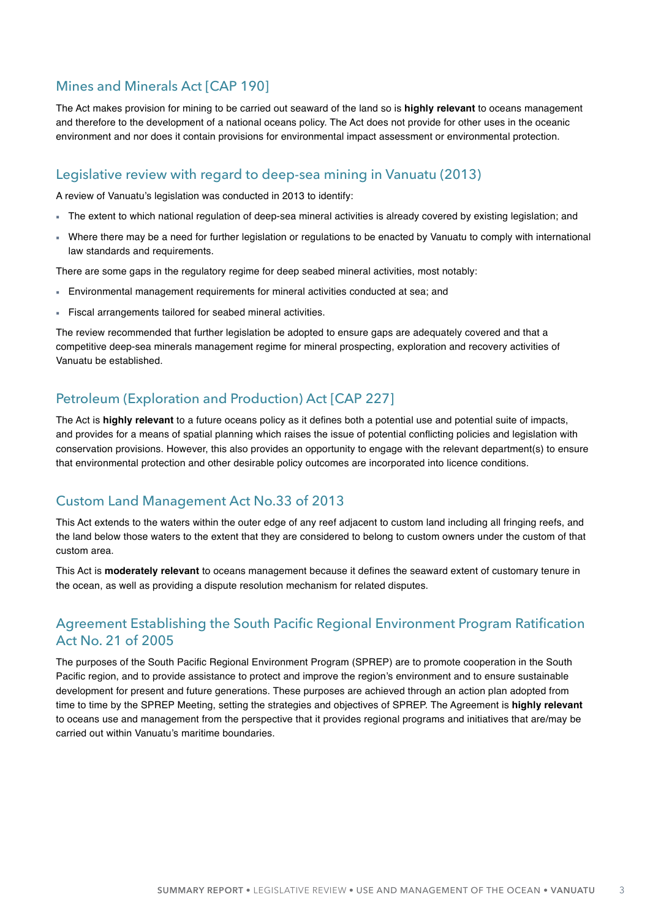## Mines and Minerals Act [CAP 190]

The Act makes provision for mining to be carried out seaward of the land so is **highly relevant** to oceans management and therefore to the development of a national oceans policy. The Act does not provide for other uses in the oceanic environment and nor does it contain provisions for environmental impact assessment or environmental protection.

## Legislative review with regard to deep-sea mining in Vanuatu (2013)

A review of Vanuatu's legislation was conducted in 2013 to identify:

- The extent to which national regulation of deep-sea mineral activities is already covered by existing legislation; and
- Where there may be a need for further legislation or regulations to be enacted by Vanuatu to comply with international law standards and requirements.

There are some gaps in the regulatory regime for deep seabed mineral activities, most notably:

- Environmental management requirements for mineral activities conducted at sea; and
- Fiscal arrangements tailored for seabed mineral activities.

The review recommended that further legislation be adopted to ensure gaps are adequately covered and that a competitive deep-sea minerals management regime for mineral prospecting, exploration and recovery activities of Vanuatu be established.

## Petroleum (Exploration and Production) Act [CAP 227]

The Act is **highly relevant** to a future oceans policy as it defines both a potential use and potential suite of impacts, and provides for a means of spatial planning which raises the issue of potential conflicting policies and legislation with conservation provisions. However, this also provides an opportunity to engage with the relevant department(s) to ensure that environmental protection and other desirable policy outcomes are incorporated into licence conditions.

## Custom Land Management Act No.33 of 2013

This Act extends to the waters within the outer edge of any reef adjacent to custom land including all fringing reefs, and the land below those waters to the extent that they are considered to belong to custom owners under the custom of that custom area.

This Act is **moderately relevant** to oceans management because it defines the seaward extent of customary tenure in the ocean, as well as providing a dispute resolution mechanism for related disputes.

## Agreement Establishing the South Pacific Regional Environment Program Ratification Act No. 21 of 2005

The purposes of the South Pacific Regional Environment Program (SPREP) are to promote cooperation in the South Pacific region, and to provide assistance to protect and improve the region's environment and to ensure sustainable development for present and future generations. These purposes are achieved through an action plan adopted from time to time by the SPREP Meeting, setting the strategies and objectives of SPREP. The Agreement is **highly relevant** to oceans use and management from the perspective that it provides regional programs and initiatives that are/may be carried out within Vanuatu's maritime boundaries.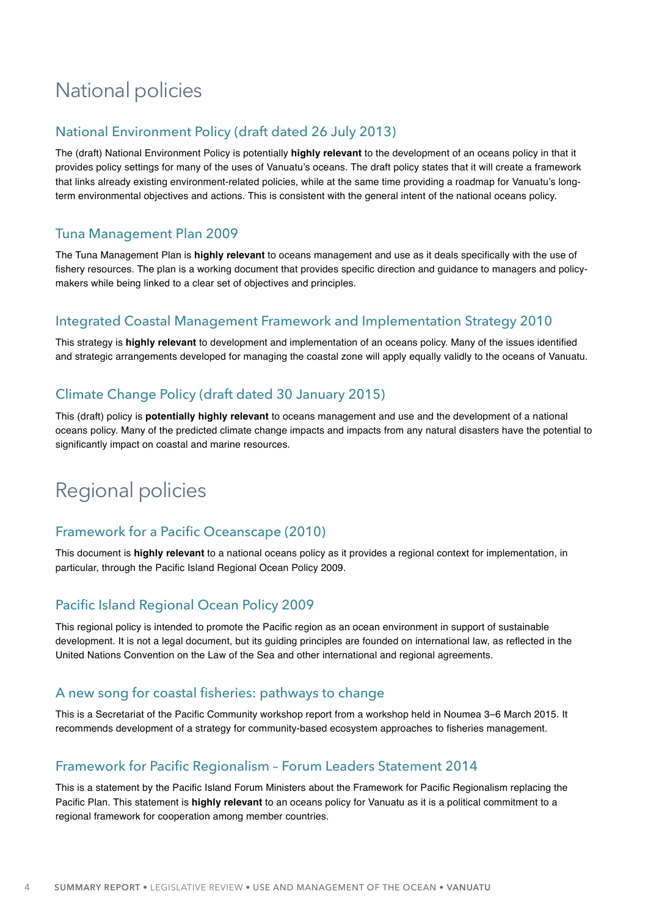# National policies

## National Environment Policy (draft dated 26 July 2013)

The (draft) National Environment Policy is potentially **highly relevant** to the development of an oceans policy in that it provides policy settings for many of the uses of Vanuatu's oceans. The draft policy states that it will create a framework that links already existing environment-related policies, while at the same time providing a roadmap for Vanuatu's long-term environmental objectives and actions. This is consistent with the general intent of the national oceans policy.

## Tuna Management Plan 2009

The Tuna Management Plan is **highly relevant** to oceans management and use as it deals specifically with the use of fishery resources. The plan is a working document that provides specific direction and guidance to managers and policy-makers while being linked to a clear set of objectives and principles.

## Integrated Coastal Management Framework and Implementation Strategy 2010

This strategy is **highly relevant** to development and implementation of an oceans policy. Many of the issues identified and strategic arrangements developed for managing the coastal zone will apply equally validly to the oceans of Vanuatu.

## Climate Change Policy (draft dated 30 January 2015)

This (draft) policy is **potentially highly relevant** to oceans management and use and the development of a national oceans policy. Many of the predicted climate change impacts and impacts from any natural disasters have the potential to significantly impact on coastal and marine resources.

# Regional policies

## Framework for a Pacific Oceanscape (2010)

This document is **highly relevant** to a national oceans policy as it provides a regional context for implementation, in particular, through the Pacific Island Regional Ocean Policy 2009.

## Pacific Island Regional Ocean Policy 2009

This regional policy is intended to promote the Pacific region as an ocean environment in support of sustainable development. It is not a legal document, but its guiding principles are founded on international law, as reflected in the United Nations Convention on the Law of the Sea and other international and regional agreements.

## A new song for coastal fisheries: pathways to change

This is a Secretariat of the Pacific Community workshop report from a workshop held in Noumea 3–6 March 2015. It recommends development of a strategy for community-based ecosystem approaches to fisheries management.

## Framework for Pacific Regionalism – Forum Leaders Statement 2014

This is a statement by the Pacific Island Forum Ministers about the Framework for Pacific Regionalism replacing the Pacific Plan. This statement is **highly relevant** to an oceans policy for Vanuatu as it is a political commitment to a regional framework for cooperation among member countries.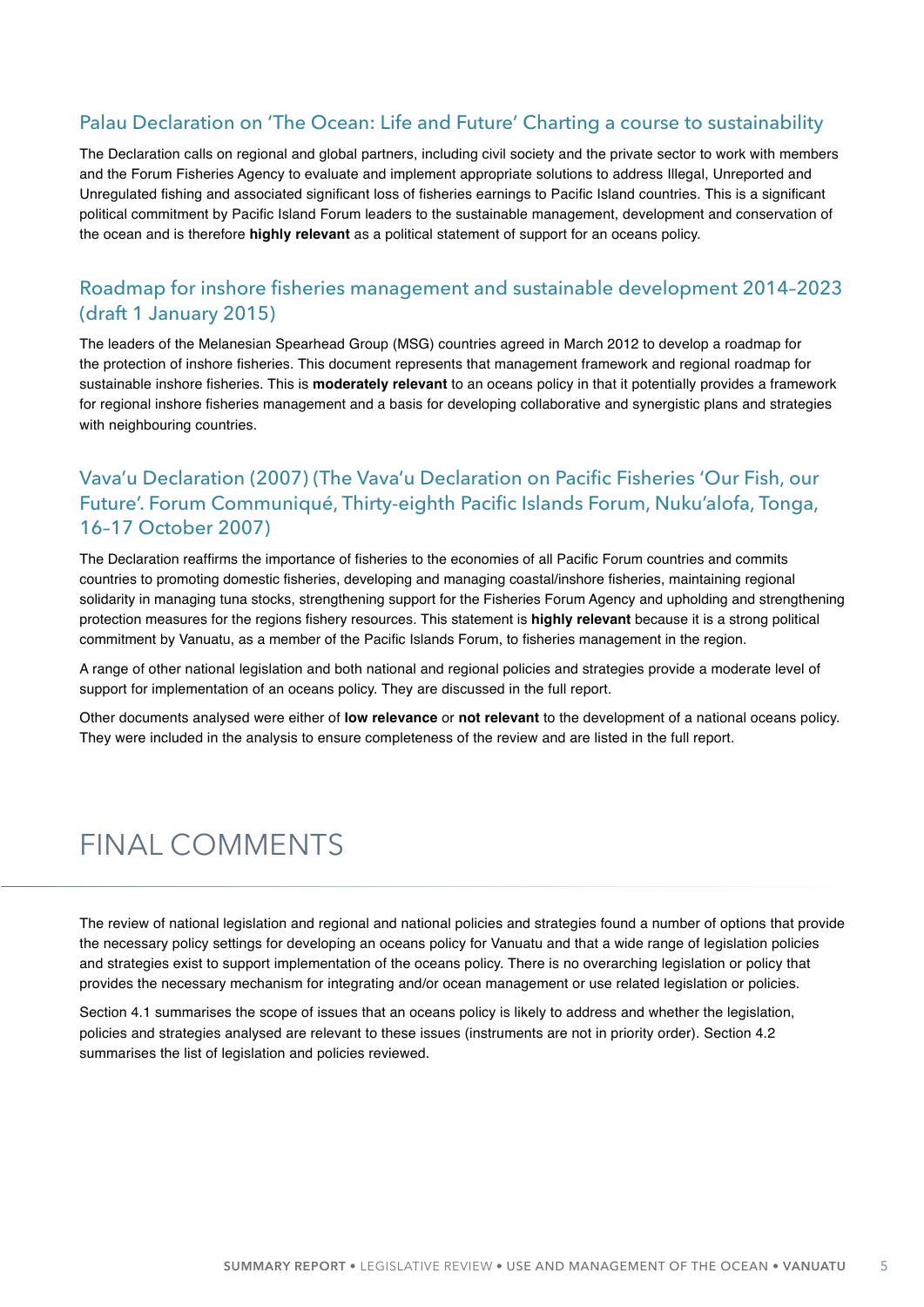### Palau Declaration on 'The Ocean: Life and Future' Charting a course to sustainability

The Declaration calls on regional and global partners, including civil society and the private sector to work with members and the Forum Fisheries Agency to evaluate and implement appropriate solutions to address Illegal, Unreported and Unregulated fishing and associated significant loss of fisheries earnings to Pacific Island countries. This is a significant political commitment by Pacific Island Forum leaders to the sustainable management, development and conservation of the ocean and is therefore **highly relevant** as a political statement of support for an oceans policy.

### Roadmap for inshore fisheries management and sustainable development 2014–2023 (draft 1 January 2015)

The leaders of the Melanesian Spearhead Group (MSG) countries agreed in March 2012 to develop a roadmap for the protection of inshore fisheries. This document represents that management framework and regional roadmap for sustainable inshore fisheries. This is **moderately relevant** to an oceans policy in that it potentially provides a framework for regional inshore fisheries management and a basis for developing collaborative and synergistic plans and strategies with neighbouring countries.

### Vava'u Declaration (2007) (The Vava'u Declaration on Pacific Fisheries 'Our Fish, our Future'. Forum Communiqué, Thirty-eighth Pacific Islands Forum, Nuku'alofa, Tonga, 16–17 October 2007)

The Declaration reaffirms the importance of fisheries to the economies of all Pacific Forum countries and commits countries to promoting domestic fisheries, developing and managing coastal/inshore fisheries, maintaining regional solidarity in managing tuna stocks, strengthening support for the Fisheries Forum Agency and upholding and strengthening protection measures for the regions fishery resources. This statement is **highly relevant** because it is a strong political commitment by Vanuatu, as a member of the Pacific Islands Forum, to fisheries management in the region.

A range of other national legislation and both national and regional policies and strategies provide a moderate level of support for implementation of an oceans policy. They are discussed in the full report.

Other documents analysed were either of **low relevance** or **not relevant** to the development of a national oceans policy. They were included in the analysis to ensure completeness of the review and are listed in the full report.

# FINAL COMMENTS

The review of national legislation and regional and national policies and strategies found a number of options that provide the necessary policy settings for developing an oceans policy for Vanuatu and that a wide range of legislation policies and strategies exist to support implementation of the oceans policy. There is no overarching legislation or policy that provides the necessary mechanism for integrating and/or ocean management or use related legislation or policies.

Section 4.1 summarises the scope of issues that an oceans policy is likely to address and whether the legislation, policies and strategies analysed are relevant to these issues (instruments are not in priority order). Section 4.2 summarises the list of legislation and policies reviewed.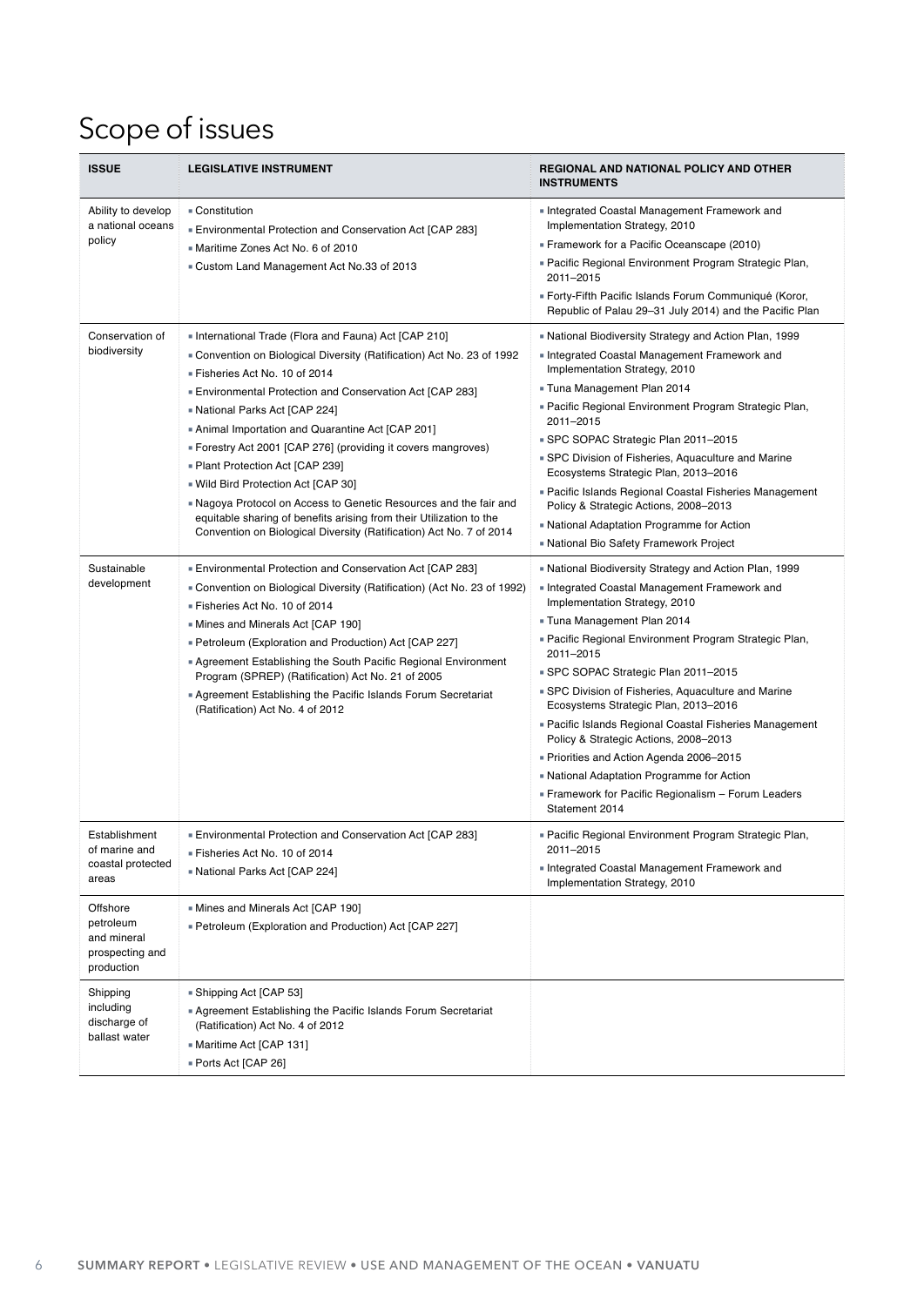# Scope of issues

| ISSUE | LEGISLATIVE INSTRUMENT | REGIONAL AND NATIONAL POLICY AND OTHER INSTRUMENTS |
|---|---|---|
| Ability to develop a national oceans policy | ▪ Constitution<br>▪ Environmental Protection and Conservation Act [CAP 283]<br>▪ Maritime Zones Act No. 6 of 2010<br>▪ Custom Land Management Act No.33 of 2013 | ▪ Integrated Coastal Management Framework and Implementation Strategy, 2010<br>▪ Framework for a Pacific Oceanscape (2010)<br>▪ Pacific Regional Environment Program Strategic Plan, 2011–2015<br>▪ Forty-Fifth Pacific Islands Forum Communiqué (Koror, Republic of Palau 29–31 July 2014) and the Pacific Plan |
| Conservation of biodiversity | ▪ International Trade (Flora and Fauna) Act [CAP 210]<br>▪ Convention on Biological Diversity (Ratification) Act No. 23 of 1992<br>▪ Fisheries Act No. 10 of 2014<br>▪ Environmental Protection and Conservation Act [CAP 283]<br>▪ National Parks Act [CAP 224]<br>▪ Animal Importation and Quarantine Act [CAP 201]<br>▪ Forestry Act 2001 [CAP 276] (providing it covers mangroves)<br>▪ Plant Protection Act [CAP 239]<br>▪ Wild Bird Protection Act [CAP 30]<br>▪ Nagoya Protocol on Access to Genetic Resources and the fair and equitable sharing of benefits arising from their Utilization to the Convention on Biological Diversity (Ratification) Act No. 7 of 2014 | ▪ National Biodiversity Strategy and Action Plan, 1999<br>▪ Integrated Coastal Management Framework and Implementation Strategy, 2010<br>▪ Tuna Management Plan 2014<br>▪ Pacific Regional Environment Program Strategic Plan, 2011–2015<br>▪ SPC SOPAC Strategic Plan 2011–2015<br>▪ SPC Division of Fisheries, Aquaculture and Marine Ecosystems Strategic Plan, 2013–2016<br>▪ Pacific Islands Regional Coastal Fisheries Management Policy & Strategic Actions, 2008–2013<br>▪ National Adaptation Programme for Action<br>▪ National Bio Safety Framework Project |
| Sustainable development | ▪ Environmental Protection and Conservation Act [CAP 283]<br>▪ Convention on Biological Diversity (Ratification) (Act No. 23 of 1992)<br>▪ Fisheries Act No. 10 of 2014<br>▪ Mines and Minerals Act [CAP 190]<br>▪ Petroleum (Exploration and Production) Act [CAP 227]<br>▪ Agreement Establishing the South Pacific Regional Environment Program (SPREP) (Ratification) Act No. 21 of 2005<br>▪ Agreement Establishing the Pacific Islands Forum Secretariat (Ratification) Act No. 4 of 2012 | ▪ National Biodiversity Strategy and Action Plan, 1999<br>▪ Integrated Coastal Management Framework and Implementation Strategy, 2010<br>▪ Tuna Management Plan 2014<br>▪ Pacific Regional Environment Program Strategic Plan, 2011–2015<br>▪ SPC SOPAC Strategic Plan 2011–2015<br>▪ SPC Division of Fisheries, Aquaculture and Marine Ecosystems Strategic Plan, 2013–2016<br>▪ Pacific Islands Regional Coastal Fisheries Management Policy & Strategic Actions, 2008–2013<br>▪ Priorities and Action Agenda 2006–2015<br>▪ National Adaptation Programme for Action<br>▪ Framework for Pacific Regionalism – Forum Leaders Statement 2014 |
| Establishment of marine and coastal protected areas | ▪ Environmental Protection and Conservation Act [CAP 283]<br>▪ Fisheries Act No. 10 of 2014<br>▪ National Parks Act [CAP 224] | ▪ Pacific Regional Environment Program Strategic Plan, 2011–2015<br>▪ Integrated Coastal Management Framework and Implementation Strategy, 2010 |
| Offshore petroleum and mineral prospecting and production | ▪ Mines and Minerals Act [CAP 190]<br>▪ Petroleum (Exploration and Production) Act [CAP 227] | |
| Shipping including discharge of ballast water | ▪ Shipping Act [CAP 53]<br>▪ Agreement Establishing the Pacific Islands Forum Secretariat (Ratification) Act No. 4 of 2012<br>▪ Maritime Act [CAP 131]<br>▪ Ports Act [CAP 26] | |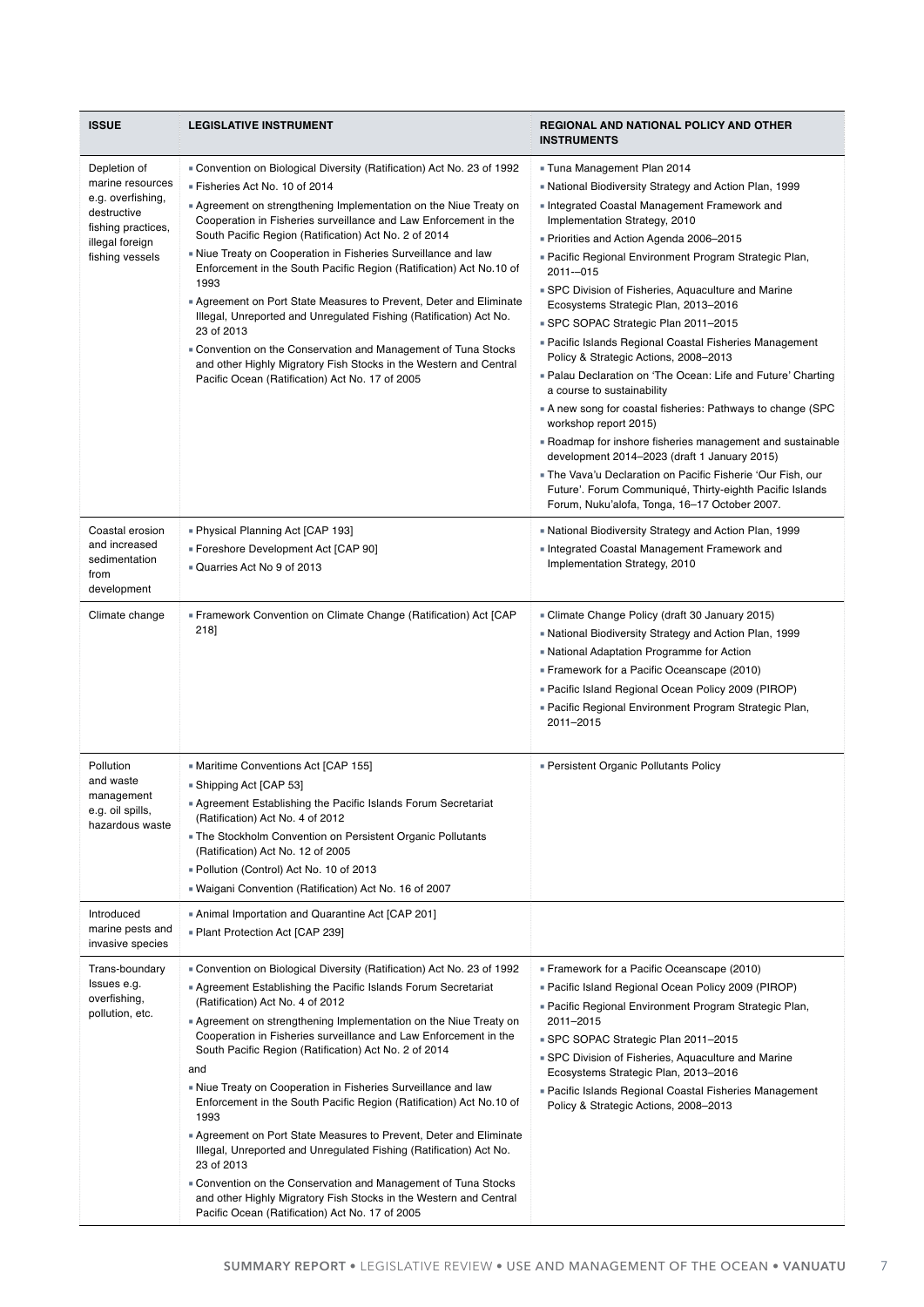| ISSUE | LEGISLATIVE INSTRUMENT | REGIONAL AND NATIONAL POLICY AND OTHER INSTRUMENTS |
|---|---|---|
| Depletion of marine resources e.g. overfishing, destructive fishing practices, illegal foreign fishing vessels | ▪ Convention on Biological Diversity (Ratification) Act No. 23 of 1992<br>▪ Fisheries Act No. 10 of 2014<br>▪ Agreement on strengthening Implementation on the Niue Treaty on Cooperation in Fisheries surveillance and Law Enforcement in the South Pacific Region (Ratification) Act No. 2 of 2014<br>▪ Niue Treaty on Cooperation in Fisheries Surveillance and law Enforcement in the South Pacific Region (Ratification) Act No.10 of 1993<br>▪ Agreement on Port State Measures to Prevent, Deter and Eliminate Illegal, Unreported and Unregulated Fishing (Ratification) Act No. 23 of 2013<br>▪ Convention on the Conservation and Management of Tuna Stocks and other Highly Migratory Fish Stocks in the Western and Central Pacific Ocean (Ratification) Act No. 17 of 2005 | ▪ Tuna Management Plan 2014<br>▪ National Biodiversity Strategy and Action Plan, 1999<br>▪ Integrated Coastal Management Framework and Implementation Strategy, 2010<br>▪ Priorities and Action Agenda 2006–2015<br>▪ Pacific Regional Environment Program Strategic Plan, 2011-–015<br>▪ SPC Division of Fisheries, Aquaculture and Marine Ecosystems Strategic Plan, 2013–2016<br>▪ SPC SOPAC Strategic Plan 2011–2015<br>▪ Pacific Islands Regional Coastal Fisheries Management Policy & Strategic Actions, 2008–2013<br>▪ Palau Declaration on 'The Ocean: Life and Future' Charting a course to sustainability<br>▪ A new song for coastal fisheries: Pathways to change (SPC workshop report 2015)<br>▪ Roadmap for inshore fisheries management and sustainable development 2014–2023 (draft 1 January 2015)<br>▪ The Vava'u Declaration on Pacific Fisherie 'Our Fish, our Future'. Forum Communiqué, Thirty-eighth Pacific Islands Forum, Nuku'alofa, Tonga, 16–17 October 2007. |
| Coastal erosion and increased sedimentation from development | ▪ Physical Planning Act [CAP 193]<br>▪ Foreshore Development Act [CAP 90]<br>▪ Quarries Act No 9 of 2013 | ▪ National Biodiversity Strategy and Action Plan, 1999<br>▪ Integrated Coastal Management Framework and Implementation Strategy, 2010 |
| Climate change | ▪ Framework Convention on Climate Change (Ratification) Act [CAP 218] | ▪ Climate Change Policy (draft 30 January 2015)<br>▪ National Biodiversity Strategy and Action Plan, 1999<br>▪ National Adaptation Programme for Action<br>▪ Framework for a Pacific Oceanscape (2010)<br>▪ Pacific Island Regional Ocean Policy 2009 (PIROP)<br>▪ Pacific Regional Environment Program Strategic Plan, 2011–2015 |
| Pollution and waste management e.g. oil spills, hazardous waste | ▪ Maritime Conventions Act [CAP 155]<br>▪ Shipping Act [CAP 53]<br>▪ Agreement Establishing the Pacific Islands Forum Secretariat (Ratification) Act No. 4 of 2012<br>▪ The Stockholm Convention on Persistent Organic Pollutants (Ratification) Act No. 12 of 2005<br>▪ Pollution (Control) Act No. 10 of 2013<br>▪ Waigani Convention (Ratification) Act No. 16 of 2007 | ▪ Persistent Organic Pollutants Policy |
| Introduced marine pests and invasive species | ▪ Animal Importation and Quarantine Act [CAP 201]<br>▪ Plant Protection Act [CAP 239] | |
| Trans-boundary Issues e.g. overfishing, pollution, etc. | ▪ Convention on Biological Diversity (Ratification) Act No. 23 of 1992<br>▪ Agreement Establishing the Pacific Islands Forum Secretariat (Ratification) Act No. 4 of 2012<br>▪ Agreement on strengthening Implementation on the Niue Treaty on Cooperation in Fisheries surveillance and Law Enforcement in the South Pacific Region (Ratification) Act No. 2 of 2014<br>and<br>▪ Niue Treaty on Cooperation in Fisheries Surveillance and law Enforcement in the South Pacific Region (Ratification) Act No.10 of 1993<br>▪ Agreement on Port State Measures to Prevent, Deter and Eliminate Illegal, Unreported and Unregulated Fishing (Ratification) Act No. 23 of 2013<br>▪ Convention on the Conservation and Management of Tuna Stocks and other Highly Migratory Fish Stocks in the Western and Central Pacific Ocean (Ratification) Act No. 17 of 2005 | ▪ Framework for a Pacific Oceanscape (2010)<br>▪ Pacific Island Regional Ocean Policy 2009 (PIROP)<br>▪ Pacific Regional Environment Program Strategic Plan, 2011–2015<br>▪ SPC SOPAC Strategic Plan 2011–2015<br>▪ SPC Division of Fisheries, Aquaculture and Marine Ecosystems Strategic Plan, 2013–2016<br>▪ Pacific Islands Regional Coastal Fisheries Management Policy & Strategic Actions, 2008–2013 |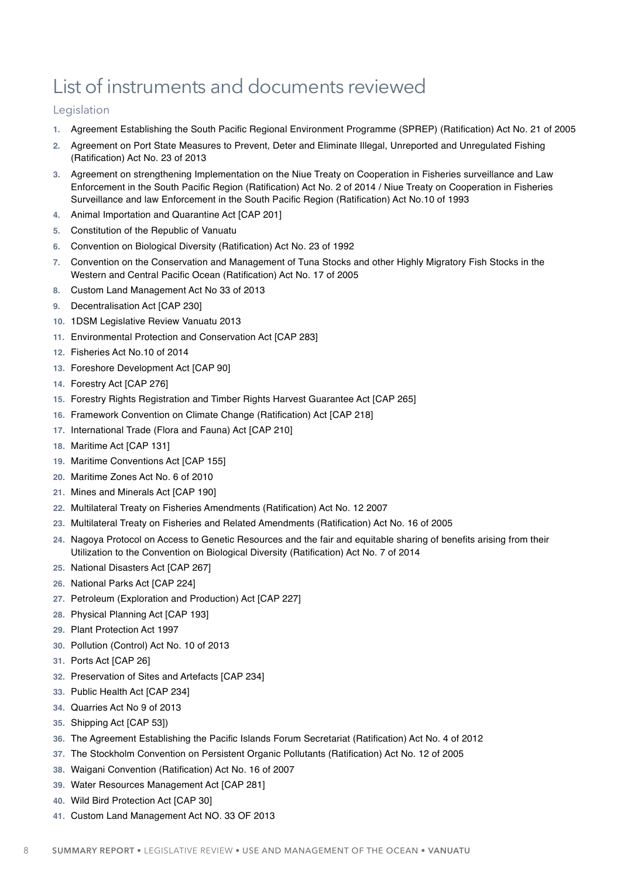# List of instruments and documents reviewed

## Legislation

1. Agreement Establishing the South Pacific Regional Environment Programme (SPREP) (Ratification) Act No. 21 of 2005
2. Agreement on Port State Measures to Prevent, Deter and Eliminate Illegal, Unreported and Unregulated Fishing (Ratification) Act No. 23 of 2013
3. Agreement on strengthening Implementation on the Niue Treaty on Cooperation in Fisheries surveillance and Law Enforcement in the South Pacific Region (Ratification) Act No. 2 of 2014 / Niue Treaty on Cooperation in Fisheries Surveillance and law Enforcement in the South Pacific Region (Ratification) Act No.10 of 1993
4. Animal Importation and Quarantine Act [CAP 201]
5. Constitution of the Republic of Vanuatu
6. Convention on Biological Diversity (Ratification) Act No. 23 of 1992
7. Convention on the Conservation and Management of Tuna Stocks and other Highly Migratory Fish Stocks in the Western and Central Pacific Ocean (Ratification) Act No. 17 of 2005
8. Custom Land Management Act No 33 of 2013
9. Decentralisation Act [CAP 230]
10. 1DSM Legislative Review Vanuatu 2013
11. Environmental Protection and Conservation Act [CAP 283]
12. Fisheries Act No.10 of 2014
13. Foreshore Development Act [CAP 90]
14. Forestry Act [CAP 276]
15. Forestry Rights Registration and Timber Rights Harvest Guarantee Act [CAP 265]
16. Framework Convention on Climate Change (Ratification) Act [CAP 218]
17. International Trade (Flora and Fauna) Act [CAP 210]
18. Maritime Act [CAP 131]
19. Maritime Conventions Act [CAP 155]
20. Maritime Zones Act No. 6 of 2010
21. Mines and Minerals Act [CAP 190]
22. Multilateral Treaty on Fisheries Amendments (Ratification) Act No. 12 2007
23. Multilateral Treaty on Fisheries and Related Amendments (Ratification) Act No. 16 of 2005
24. Nagoya Protocol on Access to Genetic Resources and the fair and equitable sharing of benefits arising from their Utilization to the Convention on Biological Diversity (Ratification) Act No. 7 of 2014
25. National Disasters Act [CAP 267]
26. National Parks Act [CAP 224]
27. Petroleum (Exploration and Production) Act [CAP 227]
28. Physical Planning Act [CAP 193]
29. Plant Protection Act 1997
30. Pollution (Control) Act No. 10 of 2013
31. Ports Act [CAP 26]
32. Preservation of Sites and Artefacts [CAP 234]
33. Public Health Act [CAP 234]
34. Quarries Act No 9 of 2013
35. Shipping Act [CAP 53])
36. The Agreement Establishing the Pacific Islands Forum Secretariat (Ratification) Act No. 4 of 2012
37. The Stockholm Convention on Persistent Organic Pollutants (Ratification) Act No. 12 of 2005
38. Waigani Convention (Ratification) Act No. 16 of 2007
39. Water Resources Management Act [CAP 281]
40. Wild Bird Protection Act [CAP 30]
41. Custom Land Management Act NO. 33 OF 2013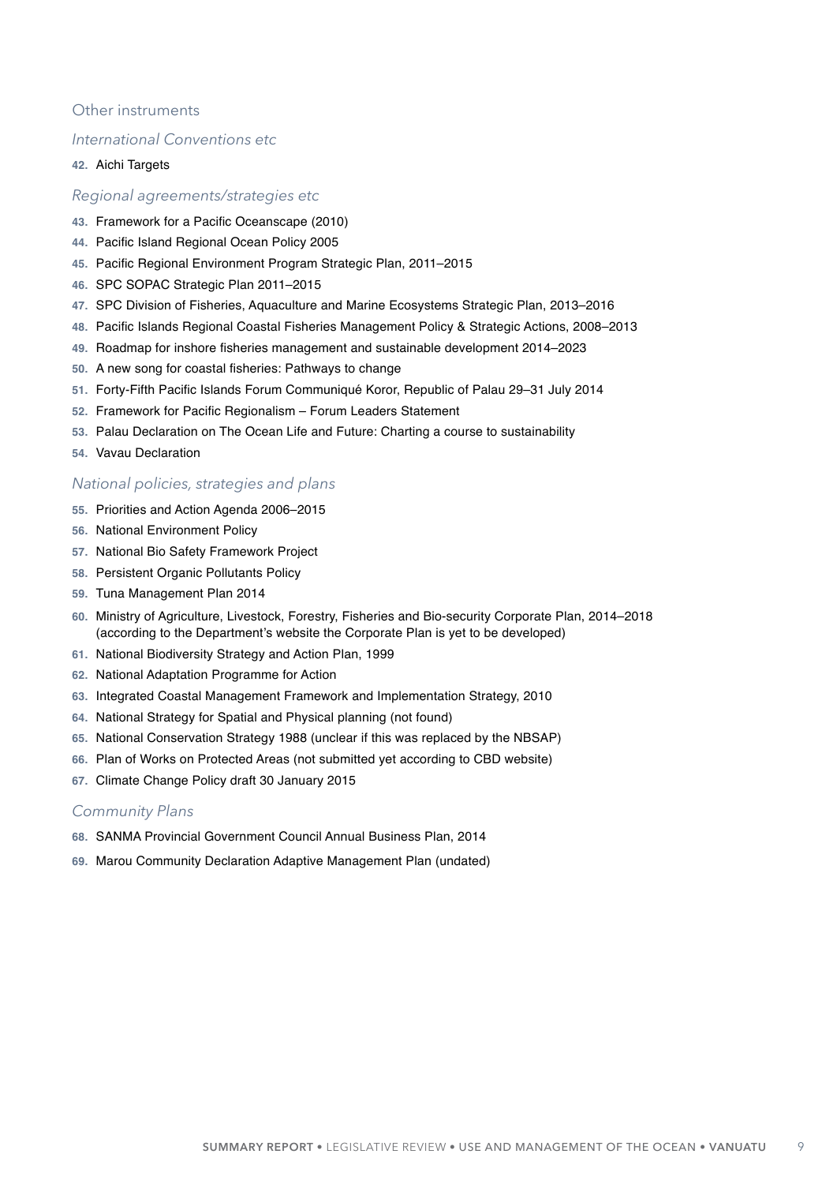## Other instruments

### *International Conventions etc*

42. Aichi Targets

### *Regional agreements/strategies etc*

43. Framework for a Pacific Oceanscape (2010)
44. Pacific Island Regional Ocean Policy 2005
45. Pacific Regional Environment Program Strategic Plan, 2011–2015
46. SPC SOPAC Strategic Plan 2011–2015
47. SPC Division of Fisheries, Aquaculture and Marine Ecosystems Strategic Plan, 2013–2016
48. Pacific Islands Regional Coastal Fisheries Management Policy & Strategic Actions, 2008–2013
49. Roadmap for inshore fisheries management and sustainable development 2014–2023
50. A new song for coastal fisheries: Pathways to change
51. Forty-Fifth Pacific Islands Forum Communiqué Koror, Republic of Palau 29–31 July 2014
52. Framework for Pacific Regionalism – Forum Leaders Statement
53. Palau Declaration on The Ocean Life and Future: Charting a course to sustainability
54. Vavau Declaration

### *National policies, strategies and plans*

55. Priorities and Action Agenda 2006–2015
56. National Environment Policy
57. National Bio Safety Framework Project
58. Persistent Organic Pollutants Policy
59. Tuna Management Plan 2014
60. Ministry of Agriculture, Livestock, Forestry, Fisheries and Bio-security Corporate Plan, 2014–2018 (according to the Department's website the Corporate Plan is yet to be developed)
61. National Biodiversity Strategy and Action Plan, 1999
62. National Adaptation Programme for Action
63. Integrated Coastal Management Framework and Implementation Strategy, 2010
64. National Strategy for Spatial and Physical planning (not found)
65. National Conservation Strategy 1988 (unclear if this was replaced by the NBSAP)
66. Plan of Works on Protected Areas (not submitted yet according to CBD website)
67. Climate Change Policy draft 30 January 2015

### *Community Plans*

68. SANMA Provincial Government Council Annual Business Plan, 2014
69. Marou Community Declaration Adaptive Management Plan (undated)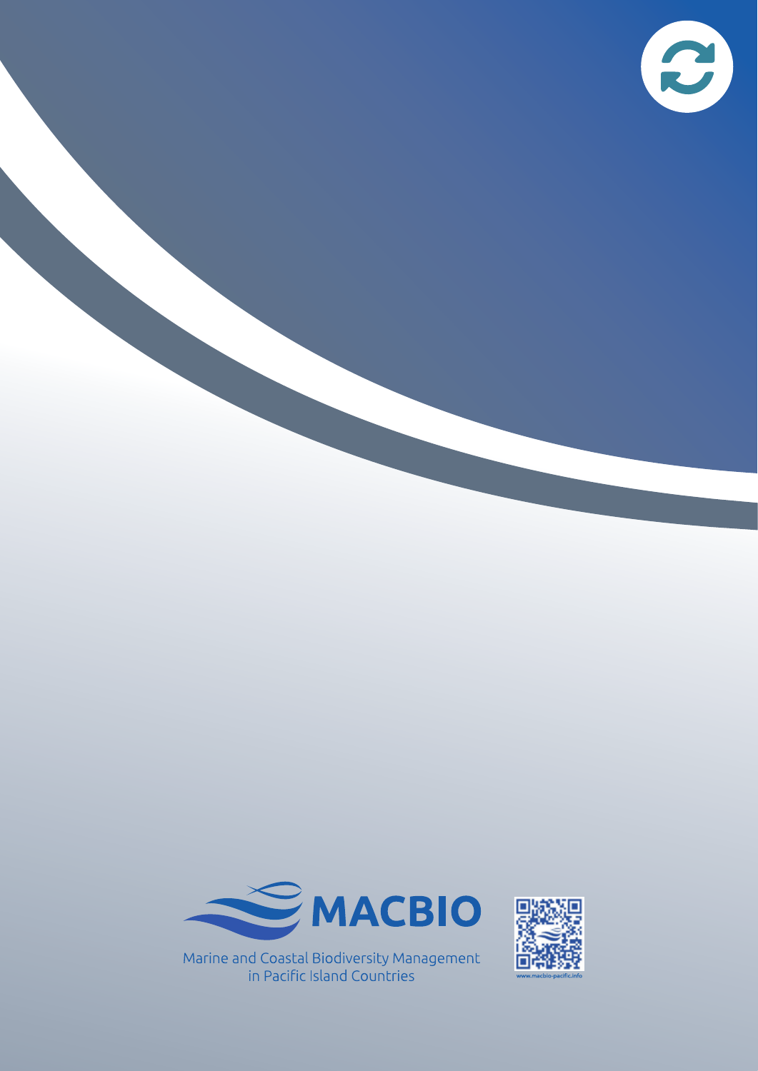MACBIO

Marine and Coastal Biodiversity Management in Pacific Island Countries

www.macbio-pacific.info